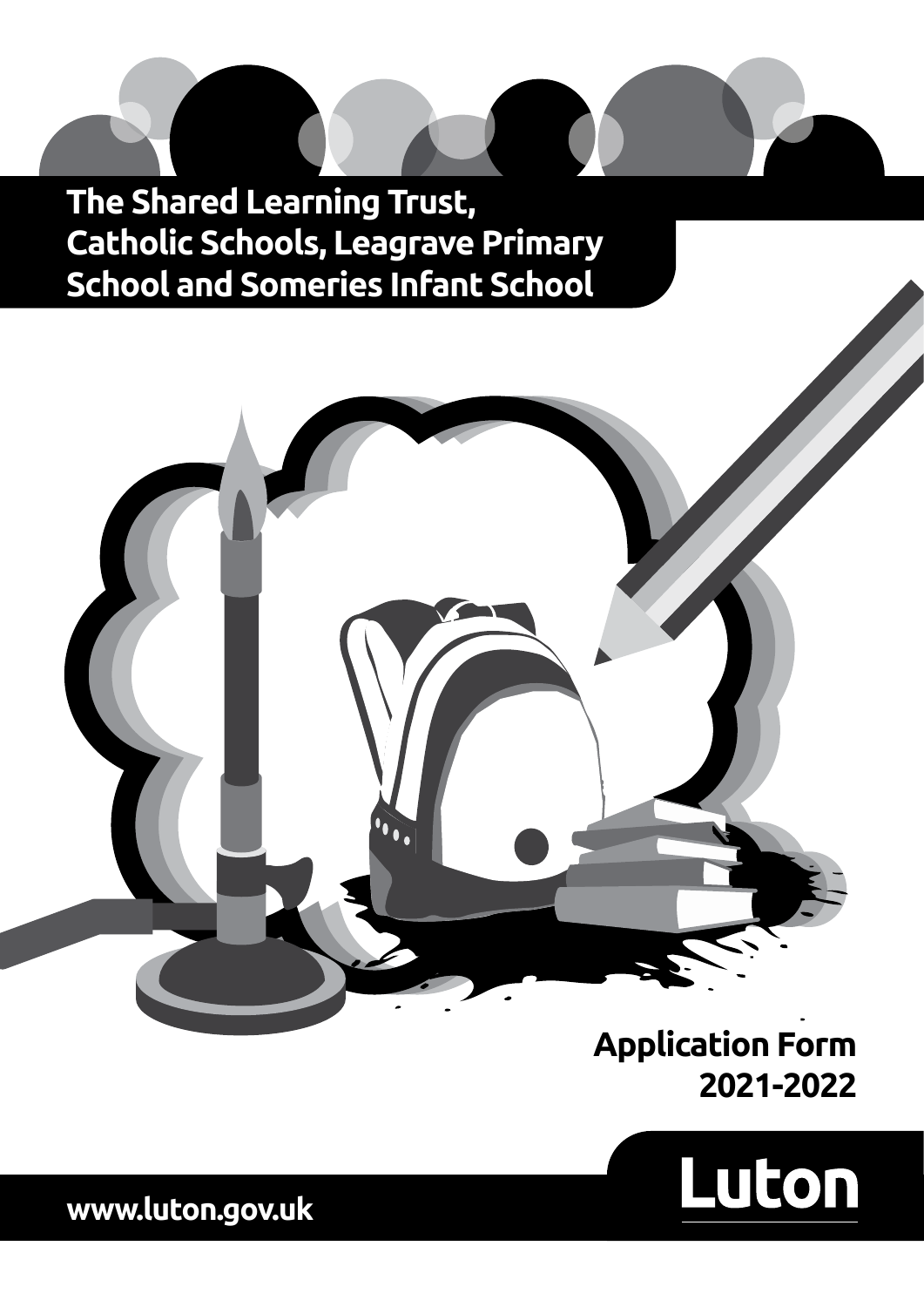# The Shared Learning Trust, Catholic Schools, Leagrave Primary School and Someries Infant School

## Application Form 2021-2022

Luton

www.luton.gov.uk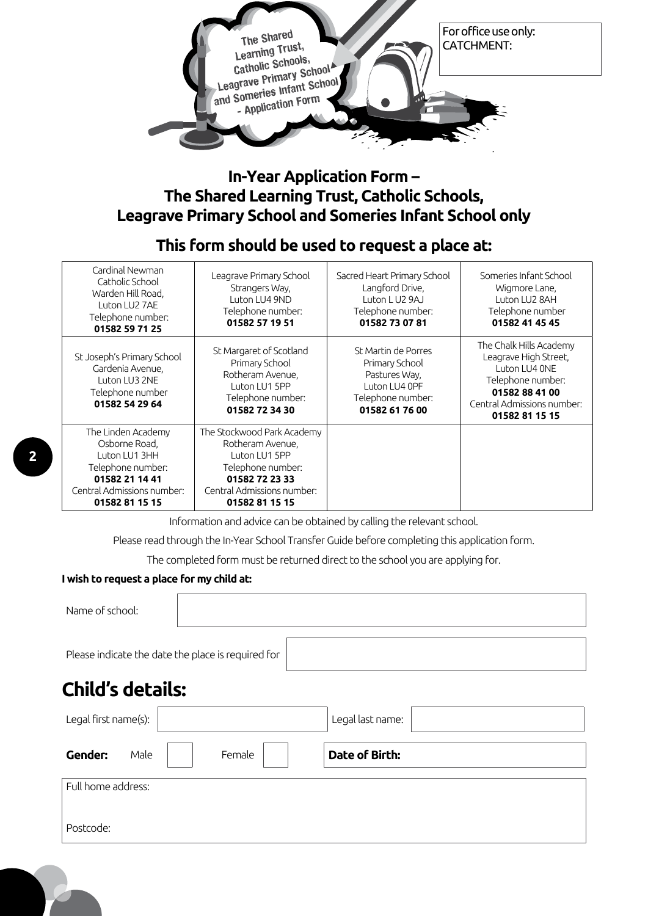The Shared Learning Trust, Catholic Schools, Leagrave Primary School and Someries Infant School - Application Form

For office use only:
CATCHMENT:

# In-Year Application Form – The Shared Learning Trust, Catholic Schools, Leagrave Primary School and Someries Infant School only

## This form should be used to request a place at:

| | | | |
|---|---|---|---|
| Cardinal Newman Catholic School Warden Hill Road, Luton LU2 7AE Telephone number: **01582 59 71 25** | Leagrave Primary School Strangers Way, Luton LU4 9ND Telephone number: **01582 57 19 51** | Sacred Heart Primary School Langford Drive, Luton L U2 9AJ Telephone number: **01582 73 07 81** | Someries Infant School Wigmore Lane, Luton LU2 8AH Telephone number **01582 41 45 45** |
| St Joseph's Primary School Gardenia Avenue, Luton LU3 2NE Telephone number **01582 54 29 64** | St Margaret of Scotland Primary School Rotheram Avenue, Luton LU1 5PP Telephone number: **01582 72 34 30** | St Martin de Porres Primary School Pastures Way, Luton LU4 0PF Telephone number: **01582 61 76 00** | The Chalk Hills Academy Leagrave High Street, Luton LU4 0NE Telephone number: **01582 88 41 00** Central Admissions number: **01582 81 15 15** |
| The Linden Academy Osborne Road, Luton LU1 3HH Telephone number: **01582 21 14 41** Central Admissions number: **01582 81 15 15** | The Stockwood Park Academy Rotheram Avenue, Luton LU1 5PP Telephone number: **01582 72 23 33** Central Admissions number: **01582 81 15 15** | | |

Information and advice can be obtained by calling the relevant school.

Please read through the In-Year School Transfer Guide before completing this application form.

The completed form must be returned direct to the school you are applying for.

**I wish to request a place for my child at:**

Name of school:

Please indicate the date the place is required for

# Child's details:

Legal first name(s): Legal last name:

**Gender:** Male ☐ Female ☐ **Date of Birth:**

Full home address:

Postcode: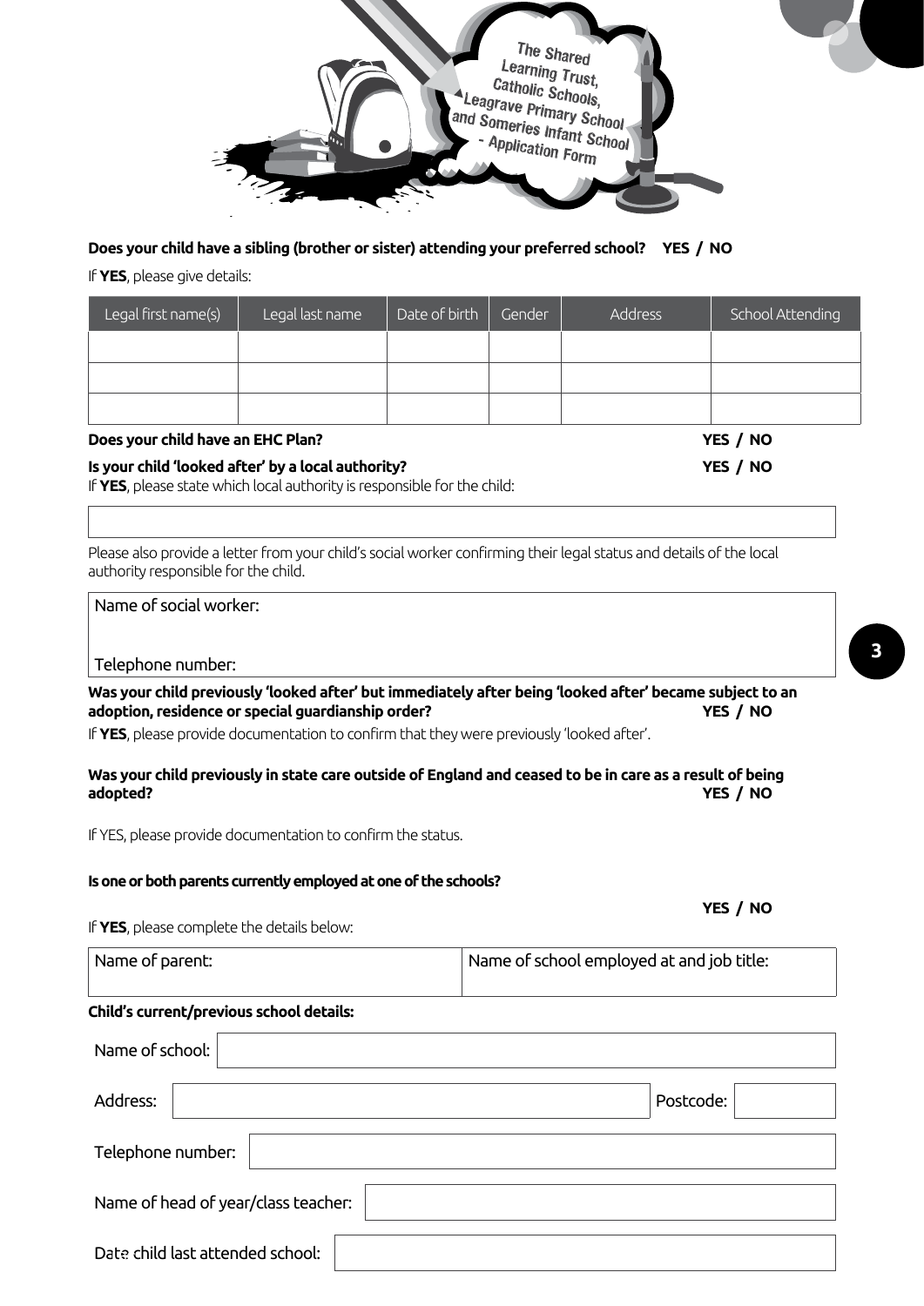The Shared Learning Trust, Catholic Schools, Leagrave Primary School and Someries Infant School - Application Form

**Does your child have a sibling (brother or sister) attending your preferred school? YES / NO**

If **YES**, please give details:

| Legal first name(s) | Legal last name | Date of birth | Gender | Address | School Attending |
|---|---|---|---|---|---|
| | | | | | |
| | | | | | |
| | | | | | |

**Does your child have an EHC Plan?** **YES / NO**

**Is your child 'looked after' by a local authority?** **YES / NO**

If **YES**, please state which local authority is responsible for the child:

Please also provide a letter from your child's social worker confirming their legal status and details of the local authority responsible for the child.

Name of social worker:

Telephone number:

**Was your child previously 'looked after' but immediately after being 'looked after' became subject to an adoption, residence or special guardianship order?** **YES / NO**

If **YES**, please provide documentation to confirm that they were previously 'looked after'.

**Was your child previously in state care outside of England and ceased to be in care as a result of being adopted?** **YES / NO**

If YES, please provide documentation to confirm the status.

**Is one or both parents currently employed at one of the schools?**

**YES / NO**

If **YES**, please complete the details below:

| Name of parent: | Name of school employed at and job title: |
|---|---|
| | |

**Child's current/previous school details:**

Name of school:

Address: Postcode:

Telephone number:

Name of head of year/class teacher:

Date child last attended school: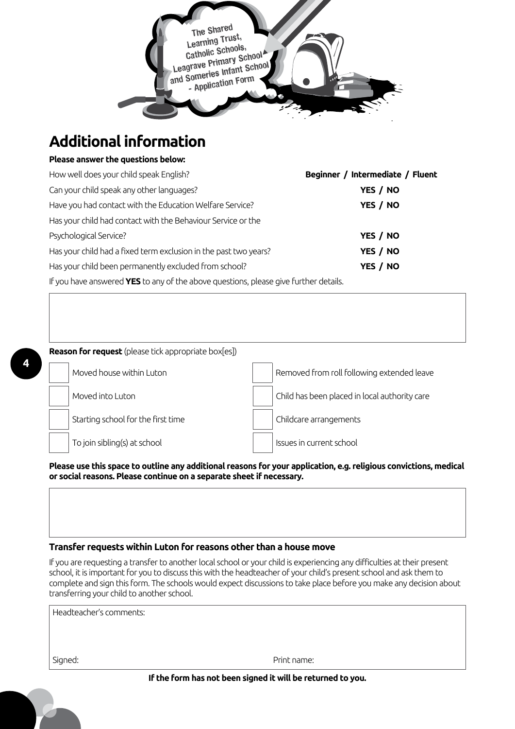The Shared Learning Trust, Catholic Schools, Leagrave Primary School and Someries Infant School - Application Form

# Additional information

**Please answer the questions below:**

| | |
|---|---|
| How well does your child speak English? | **Beginner / Intermediate / Fluent** |
| Can your child speak any other languages? | **YES / NO** |
| Have you had contact with the Education Welfare Service? | **YES / NO** |
| Has your child had contact with the Behaviour Service or the Psychological Service? | **YES / NO** |
| Has your child had a fixed term exclusion in the past two years? | **YES / NO** |
| Has your child been permanently excluded from school? | **YES / NO** |

If you have answered **YES** to any of the above questions, please give further details.

| |
|---|
| |

**Reason for request** (please tick appropriate box[es])

| | | | |
|---|---|---|---|
| ☐ | Moved house within Luton | ☐ | Removed from roll following extended leave |
| ☐ | Moved into Luton | ☐ | Child has been placed in local authority care |
| ☐ | Starting school for the first time | ☐ | Childcare arrangements |
| ☐ | To join sibling(s) at school | ☐ | Issues in current school |

**Please use this space to outline any additional reasons for your application, e.g. religious convictions, medical or social reasons. Please continue on a separate sheet if necessary.**

| |
|---|
| |

### Transfer requests within Luton for reasons other than a house move

If you are requesting a transfer to another local school or your child is experiencing any difficulties at their present school, it is important for you to discuss this with the headteacher of your child's present school and ask them to complete and sign this form. The schools would expect discussions to take place before you make any decision about transferring your child to another school.

| | |
|---|---|
| Headteacher's comments: | |
| Signed: | Print name: |

**If the form has not been signed it will be returned to you.**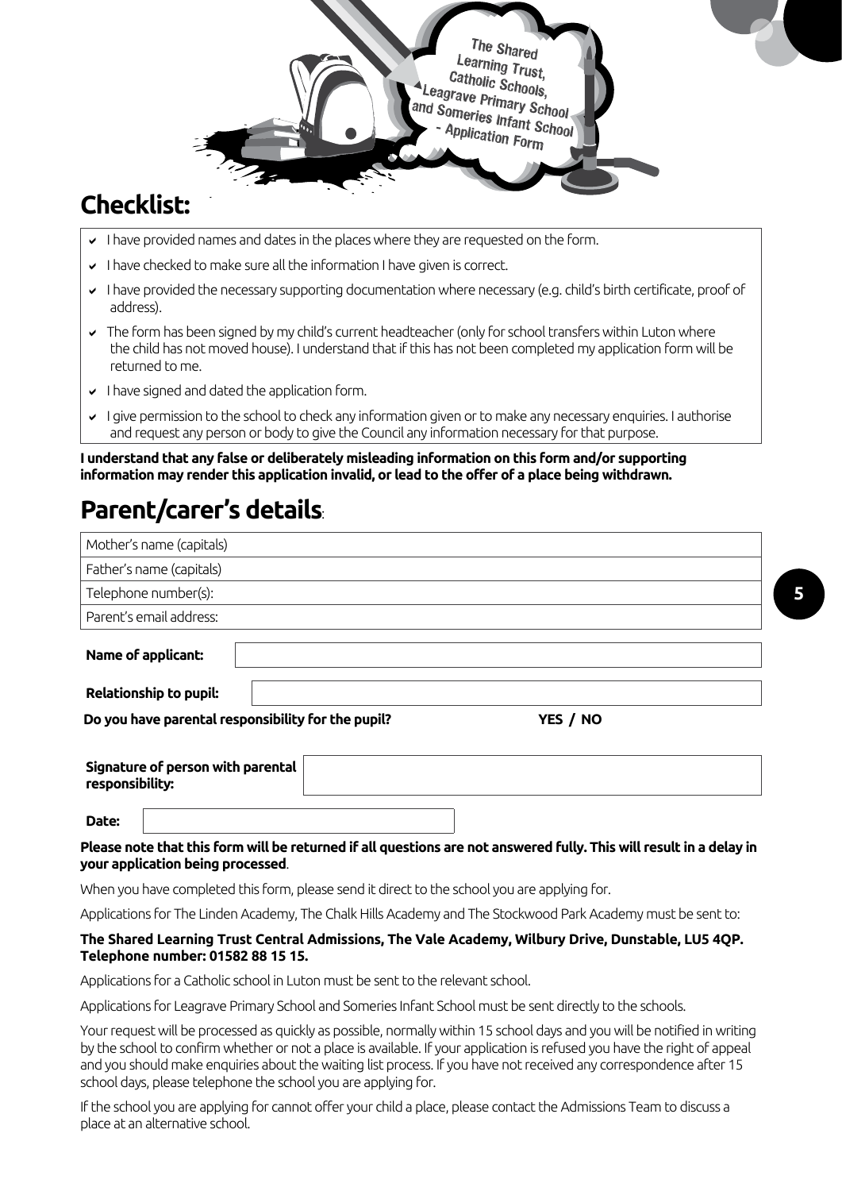The Shared Learning Trust, Catholic Schools, Leagrave Primary School and Someries Infant School - Application Form

## Checklist:

- ✔ I have provided names and dates in the places where they are requested on the form.
- ✔ I have checked to make sure all the information I have given is correct.
- ✔ I have provided the necessary supporting documentation where necessary (e.g. child's birth certificate, proof of address).
- ✔ The form has been signed by my child's current headteacher (only for school transfers within Luton where the child has not moved house). I understand that if this has not been completed my application form will be returned to me.
- ✔ I have signed and dated the application form.
- ✔ I give permission to the school to check any information given or to make any necessary enquiries. I authorise and request any person or body to give the Council any information necessary for that purpose.

**I understand that any false or deliberately misleading information on this form and/or supporting information may render this application invalid, or lead to the offer of a place being withdrawn.**

## Parent/carer's details:

| Mother's name (capitals) |
|---|
| Father's name (capitals) |
| Telephone number(s): |
| Parent's email address: |

**Name of applicant:**

**Relationship to pupil:**

**Do you have parental responsibility for the pupil?** **YES / NO**

**Signature of person with parental responsibility:**

**Date:**

**Please note that this form will be returned if all questions are not answered fully. This will result in a delay in your application being processed**.

When you have completed this form, please send it direct to the school you are applying for.

Applications for The Linden Academy, The Chalk Hills Academy and The Stockwood Park Academy must be sent to:

**The Shared Learning Trust Central Admissions, The Vale Academy, Wilbury Drive, Dunstable, LU5 4QP. Telephone number: 01582 88 15 15.**

Applications for a Catholic school in Luton must be sent to the relevant school.

Applications for Leagrave Primary School and Someries Infant School must be sent directly to the schools.

Your request will be processed as quickly as possible, normally within 15 school days and you will be notified in writing by the school to confirm whether or not a place is available. If your application is refused you have the right of appeal and you should make enquiries about the waiting list process. If you have not received any correspondence after 15 school days, please telephone the school you are applying for.

If the school you are applying for cannot offer your child a place, please contact the Admissions Team to discuss a place at an alternative school.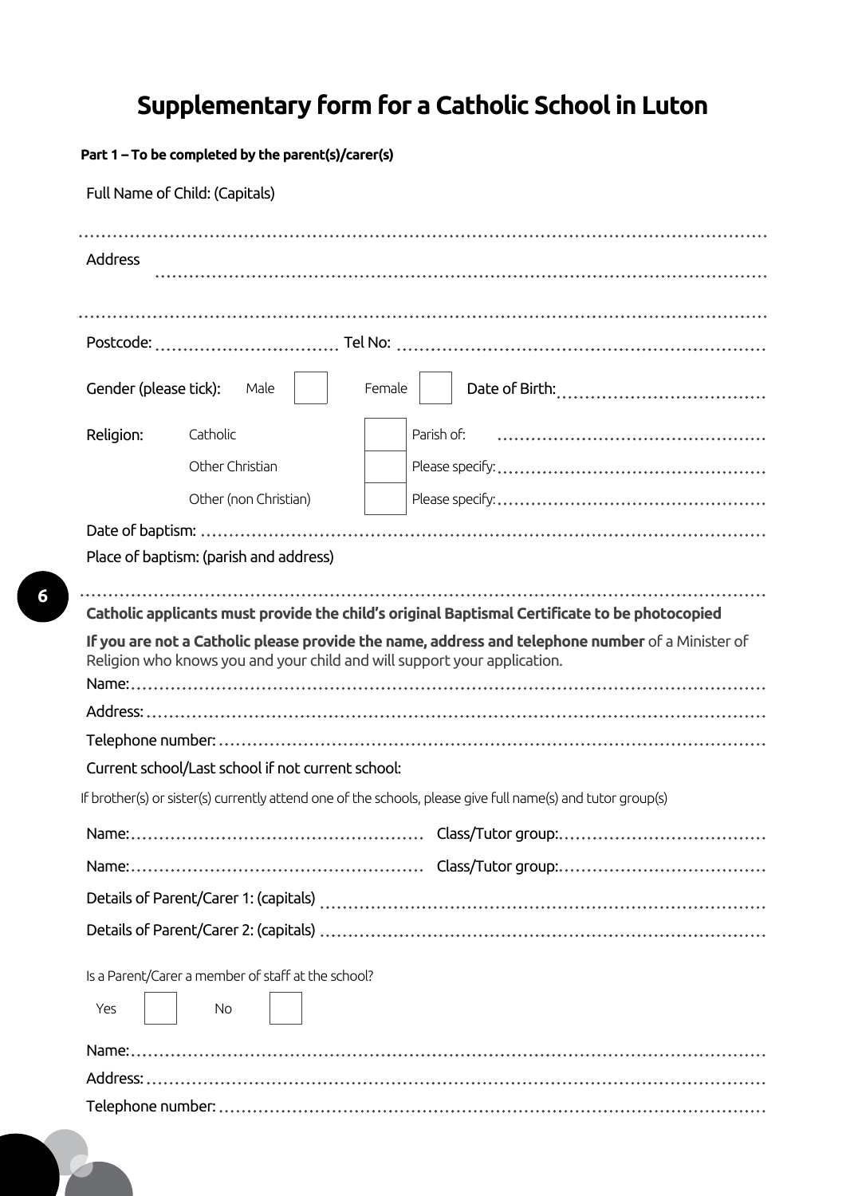# Supplementary form for a Catholic School in Luton

**Part 1 – To be completed by the parent(s)/carer(s)**

Full Name of Child: (Capitals)

.......................................................................................................................

Address .......................................................................................................................

.......................................................................................................................

Postcode: ................................ Tel No: ..........................................................

Gender (please tick): Male ☐ Female ☐ Date of Birth: ....................................

Religion:

| | | |
|---|---|---|
| Catholic | ☐ | Parish of: ........................................ |
| Other Christian | ☐ | Please specify: ........................................ |
| Other (non Christian) | ☐ | Please specify: ........................................ |

Date of baptism: .......................................................................................................................

Place of baptism: (parish and address)

.......................................................................................................................

**Catholic applicants must provide the child's original Baptismal Certificate to be photocopied**

**If you are not a Catholic please provide the name, address and telephone number** of a Minister of Religion who knows you and your child and will support your application.

Name: .......................................................................................................................

Address: .......................................................................................................................

Telephone number: .......................................................................................................................

Current school/Last school if not current school:

If brother(s) or sister(s) currently attend one of the schools, please give full name(s) and tutor group(s)

Name: .................................................. Class/Tutor group: ....................................

Name: .................................................. Class/Tutor group: ....................................

Details of Parent/Carer 1: (capitals) ..........................................................................

Details of Parent/Carer 2: (capitals) ..........................................................................

Is a Parent/Carer a member of staff at the school?

Yes ☐ No ☐

Name: .......................................................................................................................

Address: .......................................................................................................................

Telephone number: .......................................................................................................................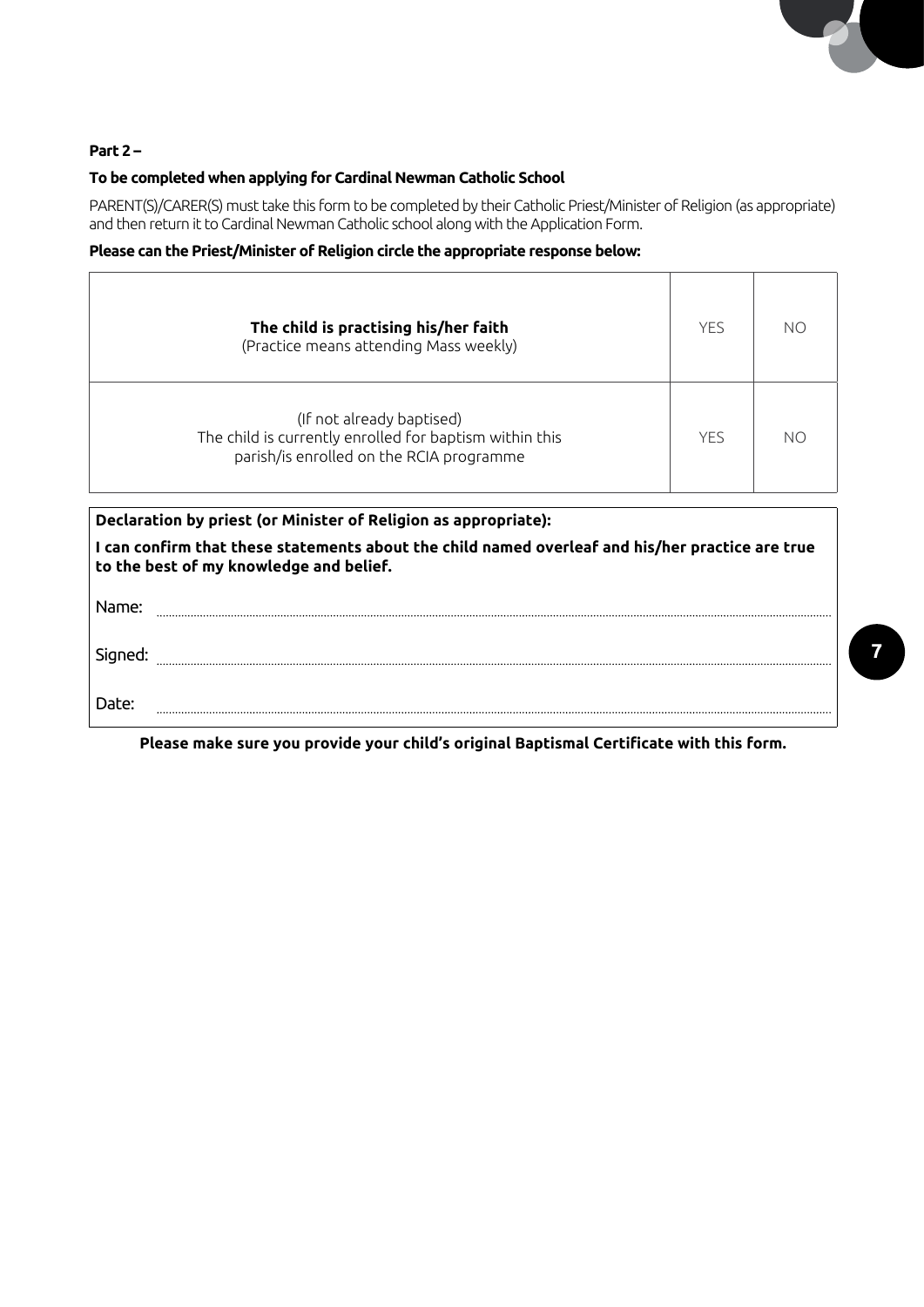**Part 2 –**

**To be completed when applying for Cardinal Newman Catholic School**

PARENT(S)/CARER(S) must take this form to be completed by their Catholic Priest/Minister of Religion (as appropriate) and then return it to Cardinal Newman Catholic school along with the Application Form.

**Please can the Priest/Minister of Religion circle the appropriate response below:**

| | | |
|---|---|---|
| **The child is practising his/her faith** (Practice means attending Mass weekly) | YES | NO |
| (If not already baptised) The child is currently enrolled for baptism within this parish/is enrolled on the RCIA programme | YES | NO |

**Declaration by priest (or Minister of Religion as appropriate):**

**I can confirm that these statements about the child named overleaf and his/her practice are true to the best of my knowledge and belief.**

Name: ..............................................................................................................

Signed: ..............................................................................................................

Date: ..............................................................................................................

**Please make sure you provide your child's original Baptismal Certificate with this form.**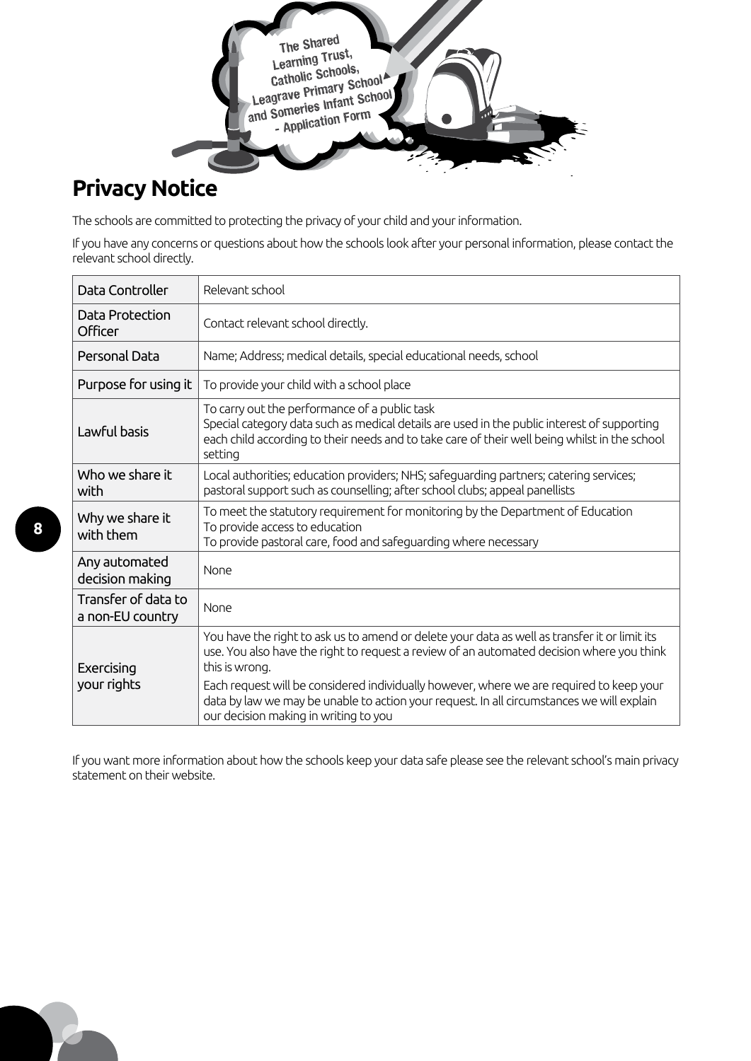The Shared Learning Trust, Catholic Schools, Leagrave Primary School and Someries Infant School - Application Form

## Privacy Notice

The schools are committed to protecting the privacy of your child and your information.

If you have any concerns or questions about how the schools look after your personal information, please contact the relevant school directly.

| | |
|---|---|
| Data Controller | Relevant school |
| Data Protection Officer | Contact relevant school directly. |
| Personal Data | Name; Address; medical details, special educational needs, school |
| Purpose for using it | To provide your child with a school place |
| Lawful basis | To carry out the performance of a public task<br>Special category data such as medical details are used in the public interest of supporting each child according to their needs and to take care of their well being whilst in the school setting |
| Who we share it with | Local authorities; education providers; NHS; safeguarding partners; catering services; pastoral support such as counselling; after school clubs; appeal panellists |
| Why we share it with them | To meet the statutory requirement for monitoring by the Department of Education<br>To provide access to education<br>To provide pastoral care, food and safeguarding where necessary |
| Any automated decision making | None |
| Transfer of data to a non-EU country | None |
| Exercising your rights | You have the right to ask us to amend or delete your data as well as transfer it or limit its use. You also have the right to request a review of an automated decision where you think this is wrong.<br>Each request will be considered individually however, where we are required to keep your data by law we may be unable to action your request. In all circumstances we will explain our decision making in writing to you |

If you want more information about how the schools keep your data safe please see the relevant school's main privacy statement on their website.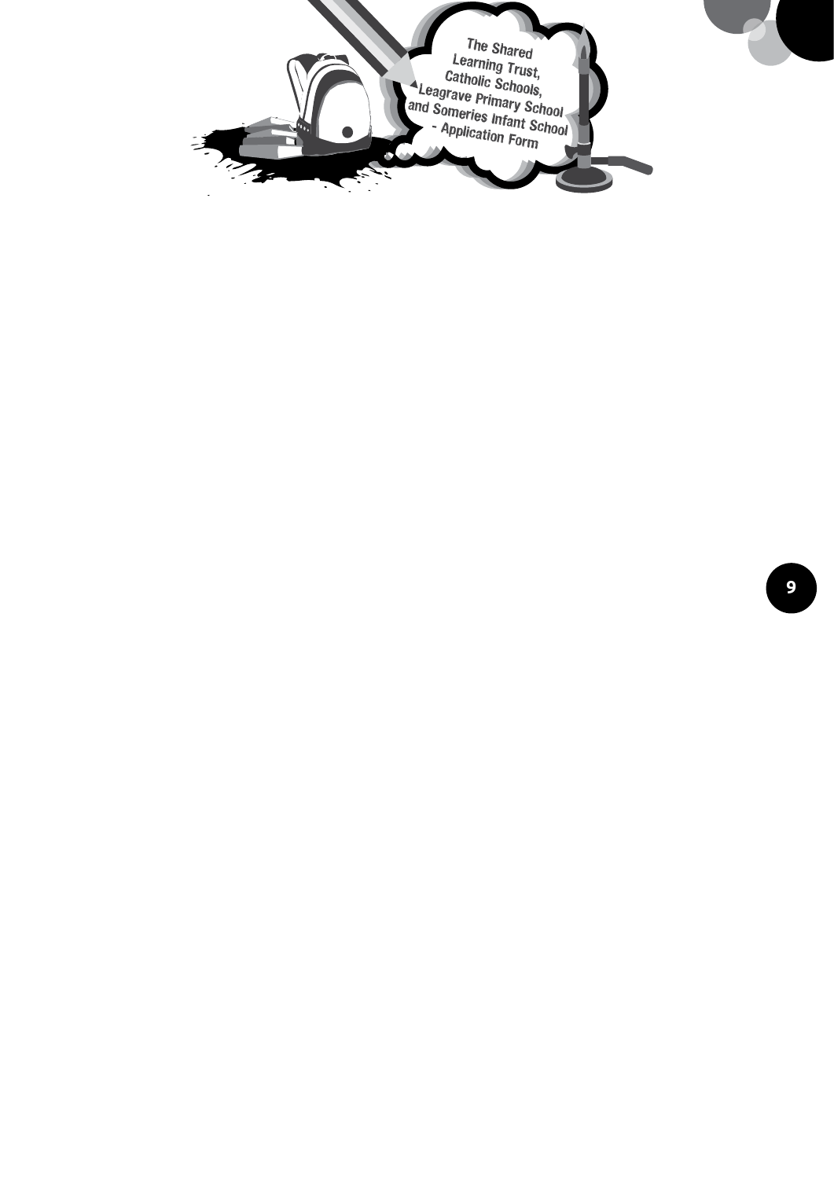# The Shared Learning Trust, Catholic Schools, Leagrave Primary School and Someries Infant School - Application Form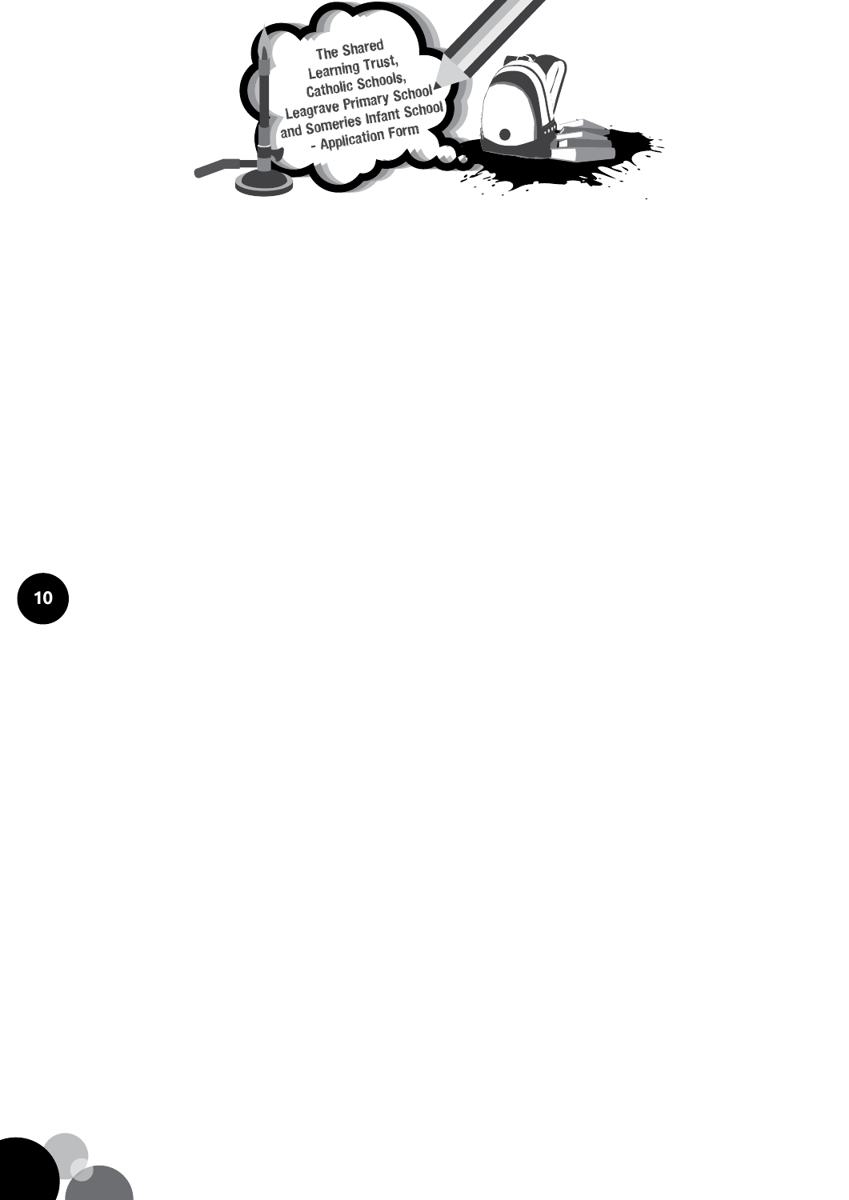# The Shared Learning Trust, Catholic Schools, Leagrave Primary School and Someries Infant School - Application Form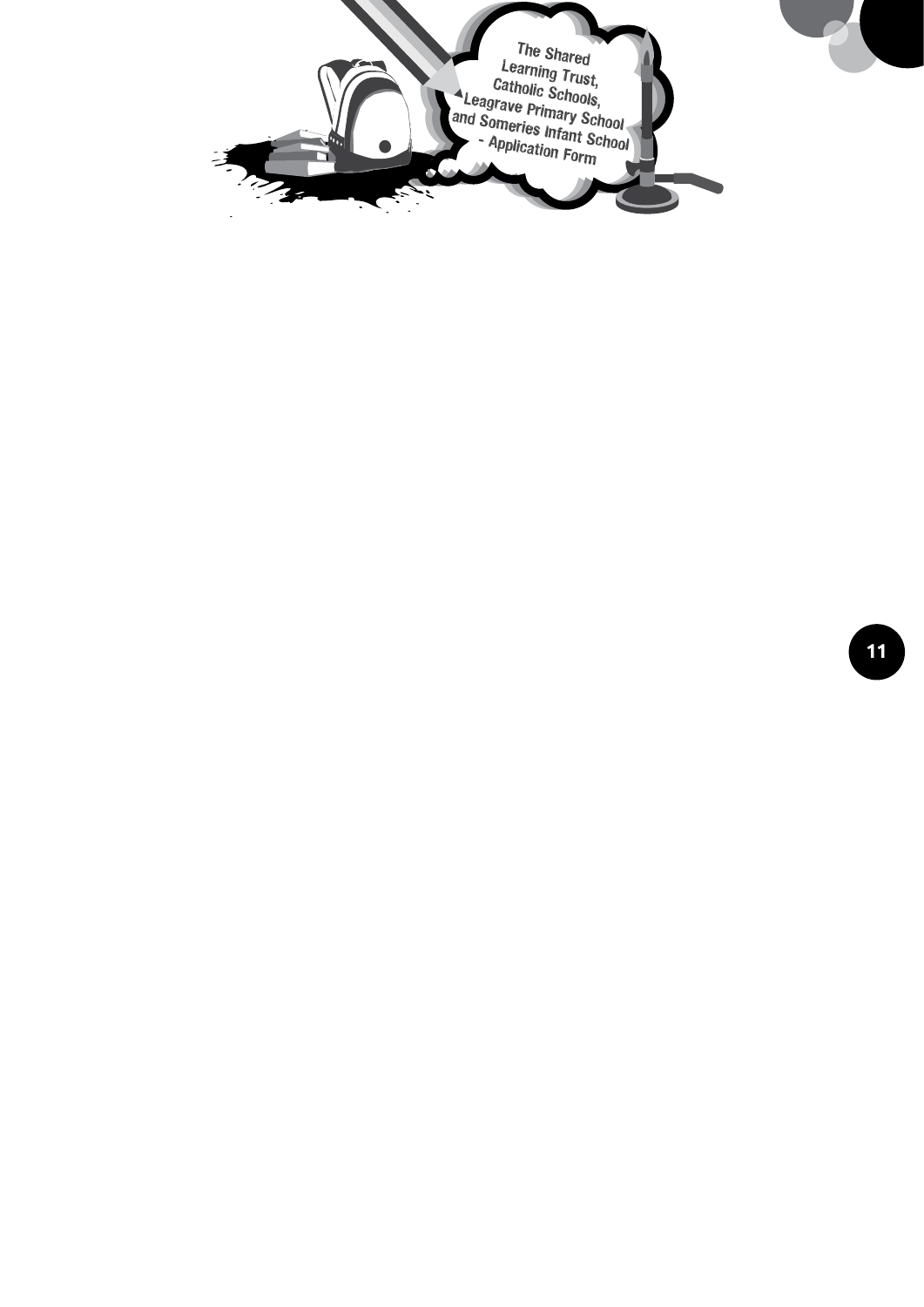# The Shared Learning Trust, Catholic Schools, Leagrave Primary School and Someries Infant School - Application Form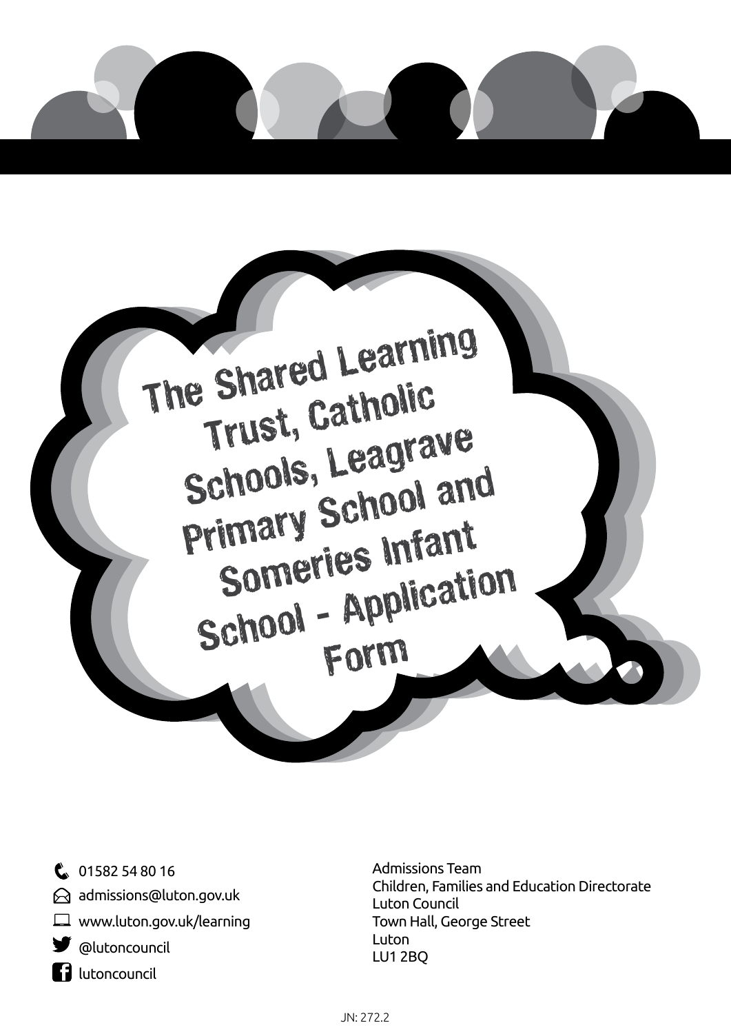# The Shared Learning Trust, Catholic Schools, Leagrave Primary School and Someries Infant School - Application Form

01582 54 80 16

admissions@luton.gov.uk

www.luton.gov.uk/learning

@lutoncouncil

lutoncouncil

Admissions Team
Children, Families and Education Directorate
Luton Council
Town Hall, George Street
Luton
LU1 2BQ

JN: 272.2